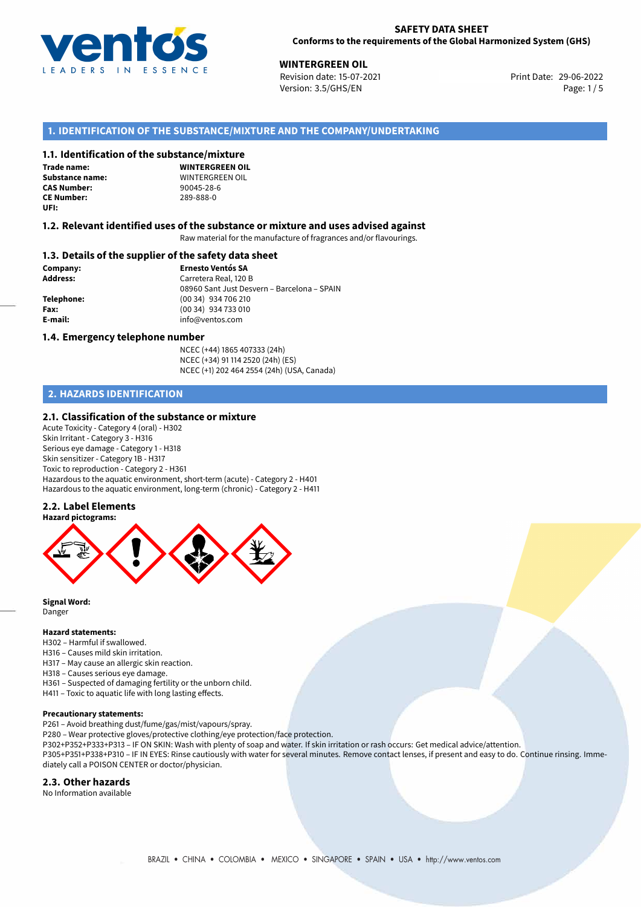# SAFETY DATA SHEET

**Conforms to the requirements of the Global Harmonized System (GHS)**

**WINTERGREEN OIL**

Revision date: 15-07-2021
Version: 3.5/GHS/EN
Print Date: 29-06-2022

## 1. IDENTIFICATION OF THE SUBSTANCE/MIXTURE AND THE COMPANY/UNDERTAKING

### 1.1. Identification of the substance/mixture

**Trade name:** **WINTERGREEN OIL**
**Substance name:** WINTERGREEN OIL
**CAS Number:** 90045-28-6
**CE Number:** 289-888-0
**UFI:**

### 1.2. Relevant identified uses of the substance or mixture and uses advised against

Raw material for the manufacture of fragrances and/or flavourings.

### 1.3. Details of the supplier of the safety data sheet

**Company:** **Ernesto Ventós SA**
**Address:** Carretera Real, 120 B
08960 Sant Just Desvern – Barcelona – SPAIN
**Telephone:** (00 34) 934 706 210
**Fax:** (00 34) 934 733 010
**E-mail:** info@ventos.com

### 1.4. Emergency telephone number

NCEC (+44) 1865 407333 (24h)
NCEC (+34) 91 114 2520 (24h) (ES)
NCEC (+1) 202 464 2554 (24h) (USA, Canada)

## 2. HAZARDS IDENTIFICATION

### 2.1. Classification of the substance or mixture

Acute Toxicity - Category 4 (oral) - H302
Skin Irritant - Category 3 - H316
Serious eye damage - Category 1 - H318
Skin sensitizer - Category 1B - H317
Toxic to reproduction - Category 2 - H361
Hazardous to the aquatic environment, short-term (acute) - Category 2 - H401
Hazardous to the aquatic environment, long-term (chronic) - Category 2 - H411

### 2.2. Label Elements

**Hazard pictograms:**

**Signal Word:**
Danger

**Hazard statements:**
H302 – Harmful if swallowed.
H316 – Causes mild skin irritation.
H317 – May cause an allergic skin reaction.
H318 – Causes serious eye damage.
H361 – Suspected of damaging fertility or the unborn child.
H411 – Toxic to aquatic life with long lasting effects.

**Precautionary statements:**
P261 – Avoid breathing dust/fume/gas/mist/vapours/spray.
P280 – Wear protective gloves/protective clothing/eye protection/face protection.
P302+P352+P333+P313 – IF ON SKIN: Wash with plenty of soap and water. If skin irritation or rash occurs: Get medical advice/attention.
P305+P351+P338+P310 – IF IN EYES: Rinse cautiously with water for several minutes. Remove contact lenses, if present and easy to do. Continue rinsing. Immediately call a POISON CENTER or doctor/physician.

### 2.3. Other hazards

No Information available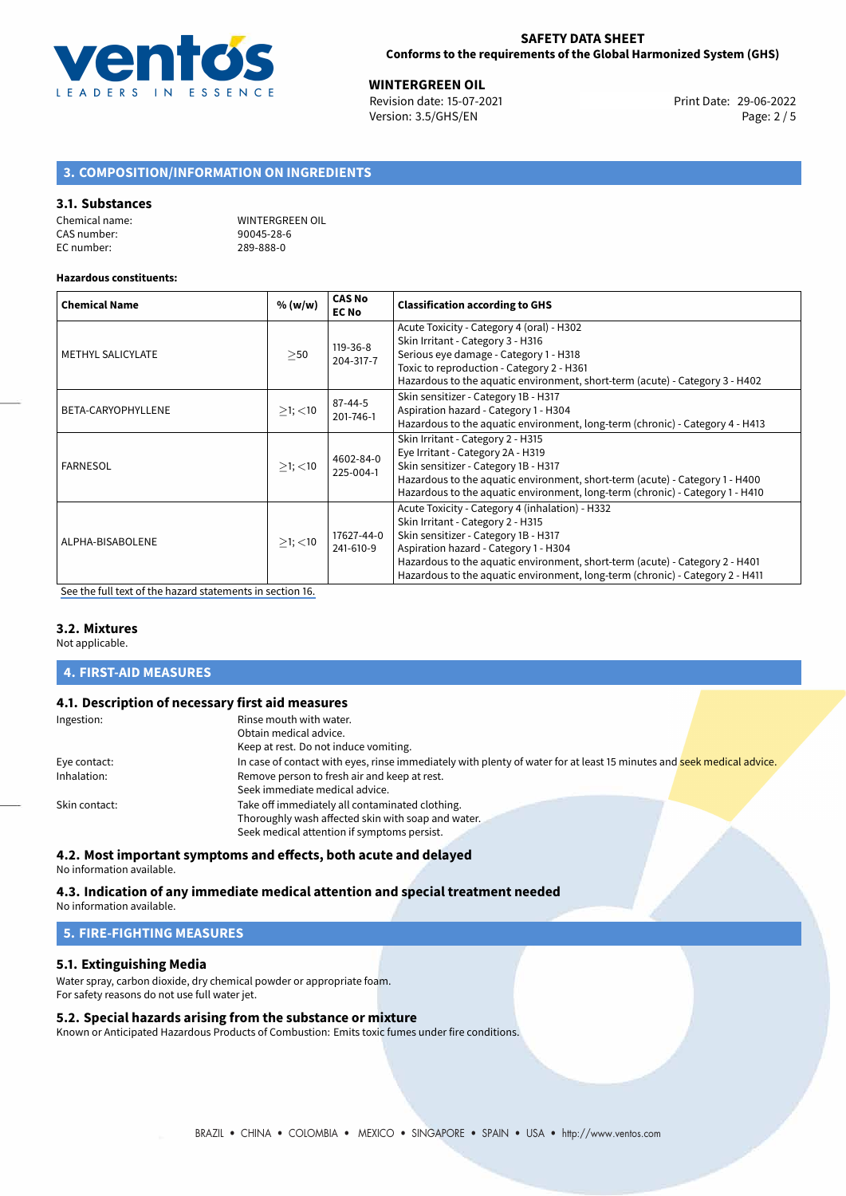## 3. COMPOSITION/INFORMATION ON INGREDIENTS

### 3.1. Substances

Chemical name: WINTERGREEN OIL
CAS number: 90045-28-6
EC number: 289-888-0

**Hazardous constituents:**

| Chemical Name | % (w/w) | CAS No EC No | Classification according to GHS |
|---|---|---|---|
| METHYL SALICYLATE | ≥50 | 119-36-8 204-317-7 | Acute Toxicity - Category 4 (oral) - H302<br>Skin Irritant - Category 3 - H316<br>Serious eye damage - Category 1 - H318<br>Toxic to reproduction - Category 2 - H361<br>Hazardous to the aquatic environment, short-term (acute) - Category 3 - H402 |
| BETA-CARYOPHYLLENE | ≥1; <10 | 87-44-5 201-746-1 | Skin sensitizer - Category 1B - H317<br>Aspiration hazard - Category 1 - H304<br>Hazardous to the aquatic environment, long-term (chronic) - Category 4 - H413 |
| FARNESOL | ≥1; <10 | 4602-84-0 225-004-1 | Skin Irritant - Category 2 - H315<br>Eye Irritant - Category 2A - H319<br>Skin sensitizer - Category 1B - H317<br>Hazardous to the aquatic environment, short-term (acute) - Category 1 - H400<br>Hazardous to the aquatic environment, long-term (chronic) - Category 1 - H410 |
| ALPHA-BISABOLENE | ≥1; <10 | 17627-44-0 241-610-9 | Acute Toxicity - Category 4 (inhalation) - H332<br>Skin Irritant - Category 2 - H315<br>Skin sensitizer - Category 1B - H317<br>Aspiration hazard - Category 1 - H304<br>Hazardous to the aquatic environment, short-term (acute) - Category 2 - H401<br>Hazardous to the aquatic environment, long-term (chronic) - Category 2 - H411 |

See the full text of the hazard statements in section 16.

### 3.2. Mixtures

Not applicable.

## 4. FIRST-AID MEASURES

### 4.1. Description of necessary first aid measures

Ingestion: Rinse mouth with water.
Obtain medical advice.
Keep at rest. Do not induce vomiting.

Eye contact: In case of contact with eyes, rinse immediately with plenty of water for at least 15 minutes and seek medical advice.

Inhalation: Remove person to fresh air and keep at rest.
Seek immediate medical advice.

Skin contact: Take off immediately all contaminated clothing.
Thoroughly wash affected skin with soap and water.
Seek medical attention if symptoms persist.

### 4.2. Most important symptoms and effects, both acute and delayed

No information available.

### 4.3. Indication of any immediate medical attention and special treatment needed

No information available.

## 5. FIRE-FIGHTING MEASURES

### 5.1. Extinguishing Media

Water spray, carbon dioxide, dry chemical powder or appropriate foam.
For safety reasons do not use full water jet.

### 5.2. Special hazards arising from the substance or mixture

Known or Anticipated Hazardous Products of Combustion: Emits toxic fumes under fire conditions.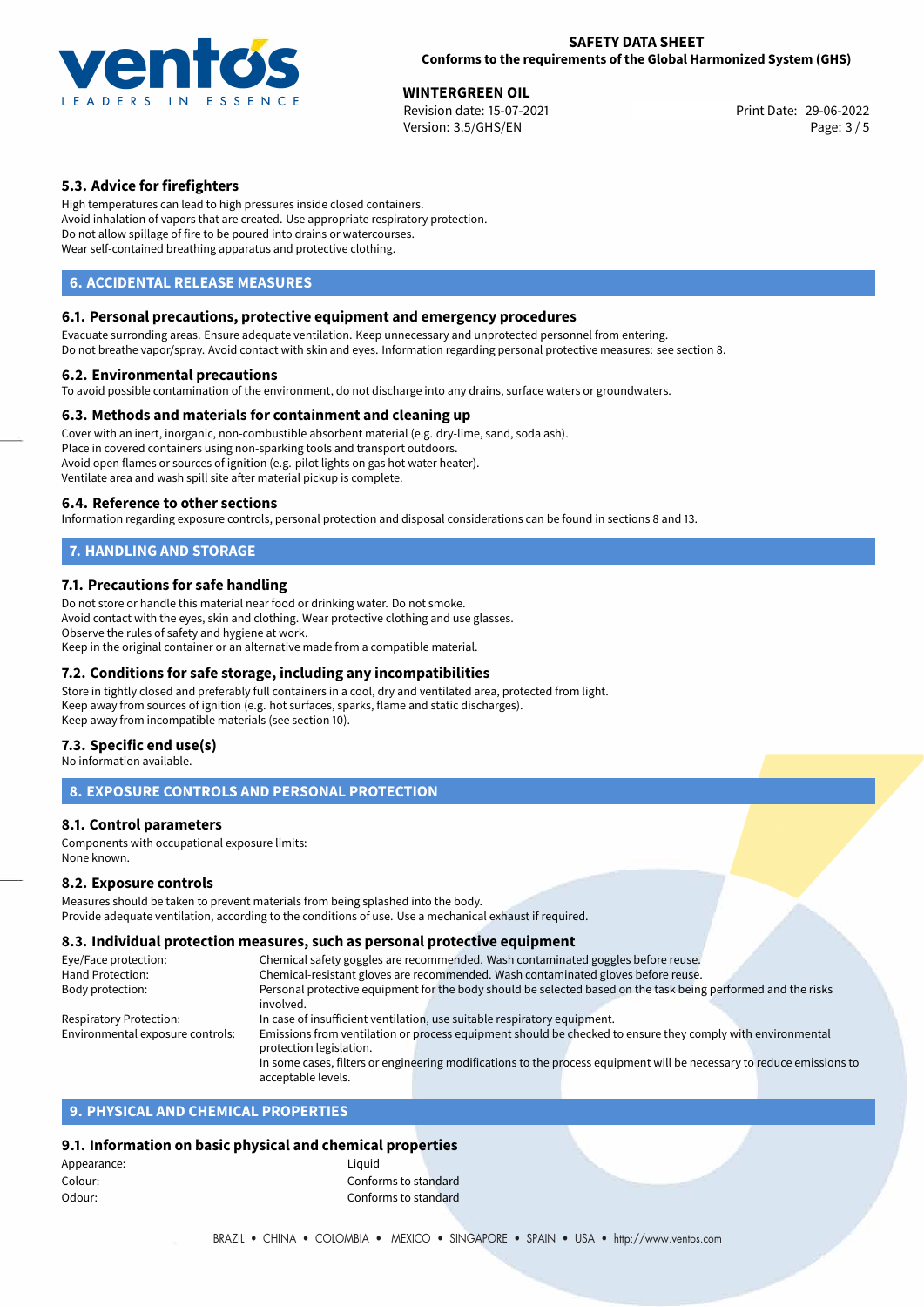### 5.3. Advice for firefighters

High temperatures can lead to high pressures inside closed containers.
Avoid inhalation of vapors that are created. Use appropriate respiratory protection.
Do not allow spillage of fire to be poured into drains or watercourses.
Wear self-contained breathing apparatus and protective clothing.

## 6. ACCIDENTAL RELEASE MEASURES

### 6.1. Personal precautions, protective equipment and emergency procedures

Evacuate surronding areas. Ensure adequate ventilation. Keep unnecessary and unprotected personnel from entering.
Do not breathe vapor/spray. Avoid contact with skin and eyes. Information regarding personal protective measures: see section 8.

### 6.2. Environmental precautions

To avoid possible contamination of the environment, do not discharge into any drains, surface waters or groundwaters.

### 6.3. Methods and materials for containment and cleaning up

Cover with an inert, inorganic, non-combustible absorbent material (e.g. dry-lime, sand, soda ash).
Place in covered containers using non-sparking tools and transport outdoors.
Avoid open flames or sources of ignition (e.g. pilot lights on gas hot water heater).
Ventilate area and wash spill site after material pickup is complete.

### 6.4. Reference to other sections

Information regarding exposure controls, personal protection and disposal considerations can be found in sections 8 and 13.

## 7. HANDLING AND STORAGE

### 7.1. Precautions for safe handling

Do not store or handle this material near food or drinking water. Do not smoke.
Avoid contact with the eyes, skin and clothing. Wear protective clothing and use glasses.
Observe the rules of safety and hygiene at work.
Keep in the original container or an alternative made from a compatible material.

### 7.2. Conditions for safe storage, including any incompatibilities

Store in tightly closed and preferably full containers in a cool, dry and ventilated area, protected from light.
Keep away from sources of ignition (e.g. hot surfaces, sparks, flame and static discharges).
Keep away from incompatible materials (see section 10).

### 7.3. Specific end use(s)

No information available.

## 8. EXPOSURE CONTROLS AND PERSONAL PROTECTION

### 8.1. Control parameters

Components with occupational exposure limits:
None known.

### 8.2. Exposure controls

Measures should be taken to prevent materials from being splashed into the body.
Provide adequate ventilation, according to the conditions of use. Use a mechanical exhaust if required.

### 8.3. Individual protection measures, such as personal protective equipment

| | |
|---|---|
| Eye/Face protection: | Chemical safety goggles are recommended. Wash contaminated goggles before reuse. |
| Hand Protection: | Chemical-resistant gloves are recommended. Wash contaminated gloves before reuse. |
| Body protection: | Personal protective equipment for the body should be selected based on the task being performed and the risks involved. |
| Respiratory Protection: | In case of insufficient ventilation, use suitable respiratory equipment. |
| Environmental exposure controls: | Emissions from ventilation or process equipment should be checked to ensure they comply with environmental protection legislation. In some cases, filters or engineering modifications to the process equipment will be necessary to reduce emissions to acceptable levels. |

## 9. PHYSICAL AND CHEMICAL PROPERTIES

### 9.1. Information on basic physical and chemical properties

| | |
|---|---|
| Appearance: | Liquid |
| Colour: | Conforms to standard |
| Odour: | Conforms to standard |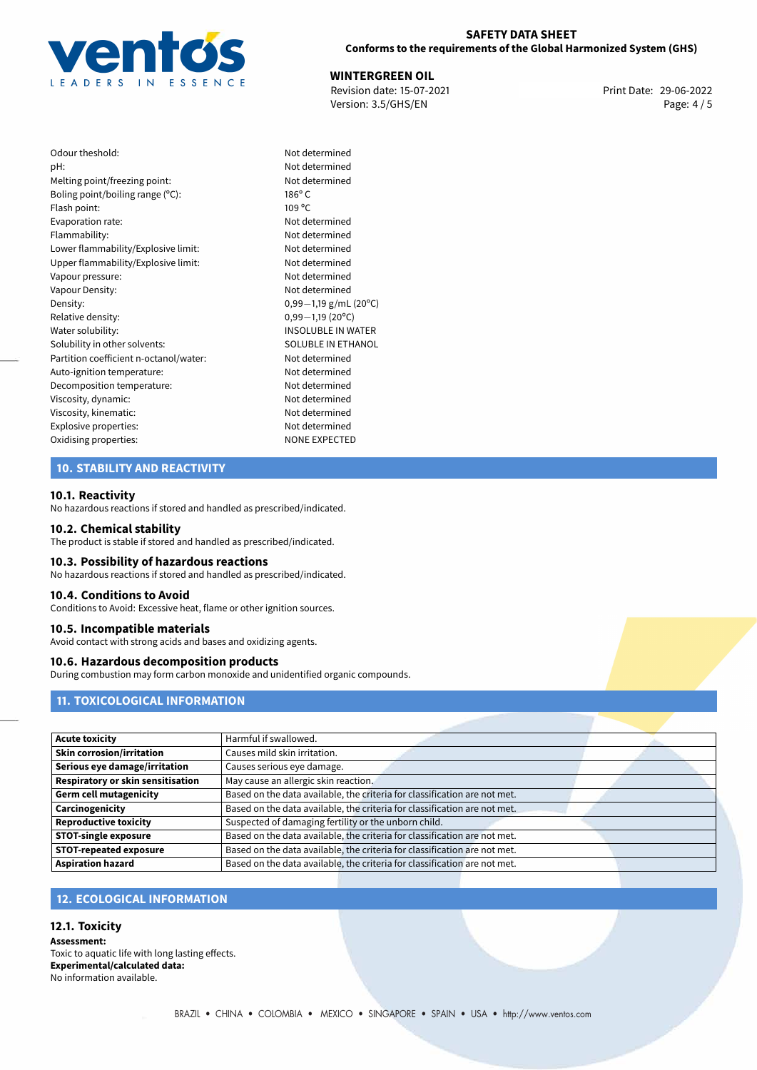| | |
|---|---|
| Odour theshold: | Not determined |
| pH: | Not determined |
| Melting point/freezing point: | Not determined |
| Boling point/boiling range (°C): | 186° C |
| Flash point: | 109 °C |
| Evaporation rate: | Not determined |
| Flammability: | Not determined |
| Lower flammability/Explosive limit: | Not determined |
| Upper flammability/Explosive limit: | Not determined |
| Vapour pressure: | Not determined |
| Vapour Density: | Not determined |
| Density: | 0,99−1,19 g/mL (20°C) |
| Relative density: | 0,99−1,19 (20°C) |
| Water solubility: | INSOLUBLE IN WATER |
| Solubility in other solvents: | SOLUBLE IN ETHANOL |
| Partition coefficient n-octanol/water: | Not determined |
| Auto-ignition temperature: | Not determined |
| Decomposition temperature: | Not determined |
| Viscosity, dynamic: | Not determined |
| Viscosity, kinematic: | Not determined |
| Explosive properties: | Not determined |
| Oxidising properties: | NONE EXPECTED |

## 10. STABILITY AND REACTIVITY

### 10.1. Reactivity

No hazardous reactions if stored and handled as prescribed/indicated.

### 10.2. Chemical stability

The product is stable if stored and handled as prescribed/indicated.

### 10.3. Possibility of hazardous reactions

No hazardous reactions if stored and handled as prescribed/indicated.

### 10.4. Conditions to Avoid

Conditions to Avoid: Excessive heat, flame or other ignition sources.

### 10.5. Incompatible materials

Avoid contact with strong acids and bases and oxidizing agents.

### 10.6. Hazardous decomposition products

During combustion may form carbon monoxide and unidentified organic compounds.

## 11. TOXICOLOGICAL INFORMATION

| | |
|---|---|
| **Acute toxicity** | Harmful if swallowed. |
| **Skin corrosion/irritation** | Causes mild skin irritation. |
| **Serious eye damage/irritation** | Causes serious eye damage. |
| **Respiratory or skin sensitisation** | May cause an allergic skin reaction. |
| **Germ cell mutagenicity** | Based on the data available, the criteria for classification are not met. |
| **Carcinogenicity** | Based on the data available, the criteria for classification are not met. |
| **Reproductive toxicity** | Suspected of damaging fertility or the unborn child. |
| **STOT-single exposure** | Based on the data available, the criteria for classification are not met. |
| **STOT-repeated exposure** | Based on the data available, the criteria for classification are not met. |
| **Aspiration hazard** | Based on the data available, the criteria for classification are not met. |

## 12. ECOLOGICAL INFORMATION

### 12.1. Toxicity

**Assessment:**
Toxic to aquatic life with long lasting effects.
**Experimental/calculated data:**
No information available.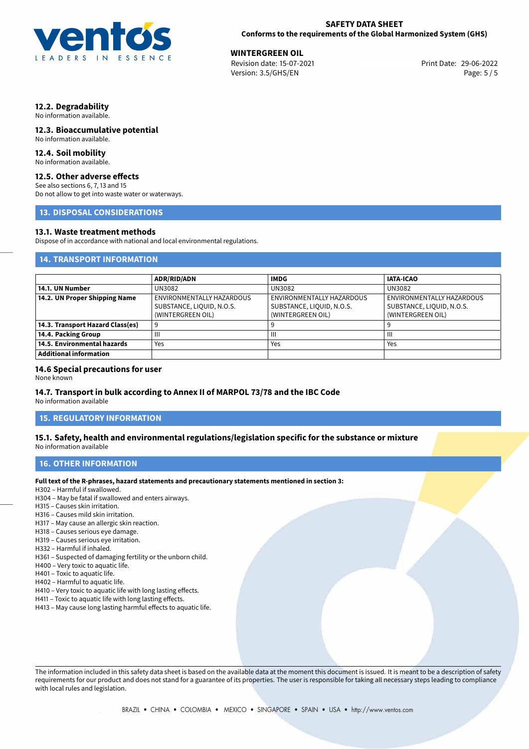### 12.2. Degradability

No information available.

### 12.3. Bioaccumulative potential

No information available.

### 12.4. Soil mobility

No information available.

### 12.5. Other adverse effects

See also sections 6, 7, 13 and 15
Do not allow to get into waste water or waterways.

## 13. DISPOSAL CONSIDERATIONS

### 13.1. Waste treatment methods

Dispose of in accordance with national and local environmental regulations.

## 14. TRANSPORT INFORMATION

| | ADR/RID/ADN | IMDG | IATA-ICAO |
|---|---|---|---|
| **14.1. UN Number** | UN3082 | UN3082 | UN3082 |
| **14.2. UN Proper Shipping Name** | ENVIRONMENTALLY HAZARDOUS SUBSTANCE, LIQUID, N.O.S. (WINTERGREEN OIL) | ENVIRONMENTALLY HAZARDOUS SUBSTANCE, LIQUID, N.O.S. (WINTERGREEN OIL) | ENVIRONMENTALLY HAZARDOUS SUBSTANCE, LIQUID, N.O.S. (WINTERGREEN OIL) |
| **14.3. Transport Hazard Class(es)** | 9 | 9 | 9 |
| **14.4. Packing Group** | III | III | III |
| **14.5. Environmental hazards** | Yes | Yes | Yes |
| **Additional information** | | | |

### 14.6 Special precautions for user

None known

### 14.7. Transport in bulk according to Annex II of MARPOL 73/78 and the IBC Code

No information available

## 15. REGULATORY INFORMATION

### 15.1. Safety, health and environmental regulations/legislation specific for the substance or mixture

No information available

## 16. OTHER INFORMATION

**Full text of the R-phrases, hazard statements and precautionary statements mentioned in section 3:**

H302 – Harmful if swallowed.
H304 – May be fatal if swallowed and enters airways.
H315 – Causes skin irritation.
H316 – Causes mild skin irritation.
H317 – May cause an allergic skin reaction.
H318 – Causes serious eye damage.
H319 – Causes serious eye irritation.
H332 – Harmful if inhaled.
H361 – Suspected of damaging fertility or the unborn child.
H400 – Very toxic to aquatic life.
H401 – Toxic to aquatic life.
H402 – Harmful to aquatic life.
H410 – Very toxic to aquatic life with long lasting effects.
H411 – Toxic to aquatic life with long lasting effects.
H413 – May cause long lasting harmful effects to aquatic life.

The information included in this safety data sheet is based on the available data at the moment this document is issued. It is meant to be a description of safety requirements for our product and does not stand for a guarantee of its properties. The user is responsible for taking all necessary steps leading to compliance with local rules and legislation.